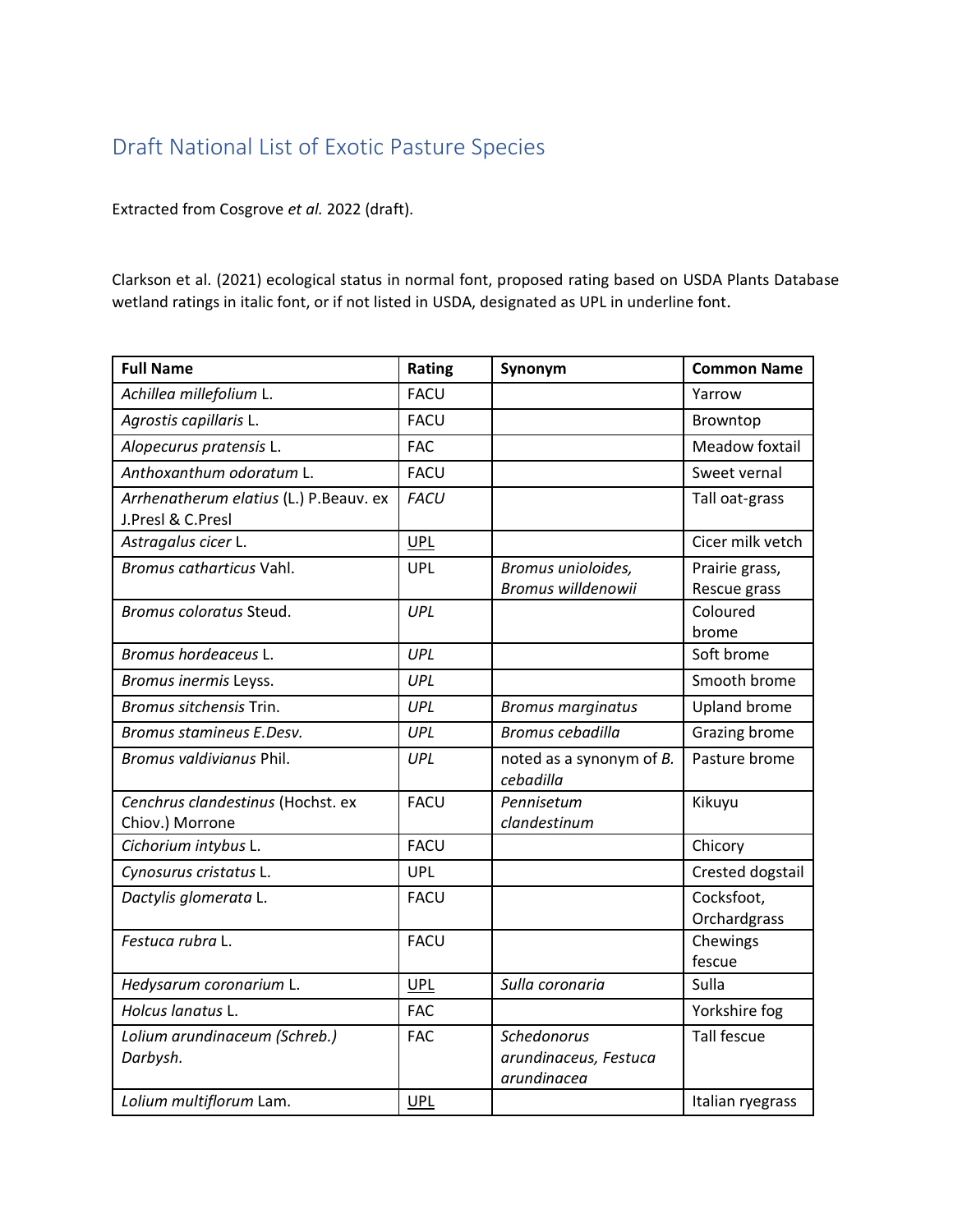# Draft National List of Exotic Pasture Species

Extracted from Cosgrove *et al.* 2022 (draft).

Clarkson et al. (2021) ecological status in normal font, proposed rating based on USDA Plants Database wetland ratings in italic font, or if not listed in USDA, designated as UPL in underline font.

| Full Name | Rating | Synonym | Common Name |
|---|---|---|---|
| *Achillea millefolium* L. | FACU | | Yarrow |
| *Agrostis capillaris* L. | FACU | | Browntop |
| *Alopecurus pratensis* L. | FAC | | Meadow foxtail |
| *Anthoxanthum odoratum* L. | FACU | | Sweet vernal |
| *Arrhenatherum elatius* (L.) P.Beauv. ex J.Presl & C.Presl | *FACU* | | Tall oat-grass |
| *Astragalus cicer* L. | <u>UPL</u> | | Cicer milk vetch |
| *Bromus catharticus* Vahl. | UPL | *Bromus unioloides, Bromus willdenowii* | Prairie grass, Rescue grass |
| *Bromus coloratus* Steud. | *UPL* | | Coloured brome |
| *Bromus hordeaceus* L. | *UPL* | | Soft brome |
| *Bromus inermis* Leyss. | *UPL* | | Smooth brome |
| *Bromus sitchensis* Trin. | *UPL* | *Bromus marginatus* | Upland brome |
| *Bromus stamineus E.Desv.* | *UPL* | *Bromus cebadilla* | Grazing brome |
| *Bromus valdivianus* Phil. | *UPL* | noted as a synonym of *B. cebadilla* | Pasture brome |
| *Cenchrus clandestinus* (Hochst. ex Chiov.) Morrone | FACU | *Pennisetum clandestinum* | Kikuyu |
| *Cichorium intybus* L. | FACU | | Chicory |
| *Cynosurus cristatus* L. | UPL | | Crested dogstail |
| *Dactylis glomerata* L. | FACU | | Cocksfoot, Orchardgrass |
| *Festuca rubra* L. | FACU | | Chewings fescue |
| *Hedysarum coronarium* L. | <u>UPL</u> | *Sulla coronaria* | Sulla |
| *Holcus lanatus* L. | FAC | | Yorkshire fog |
| *Lolium arundinaceum (Schreb.) Darbysh.* | FAC | *Schedonorus arundinaceus, Festuca arundinacea* | Tall fescue |
| *Lolium multiflorum* Lam. | <u>UPL</u> | | Italian ryegrass |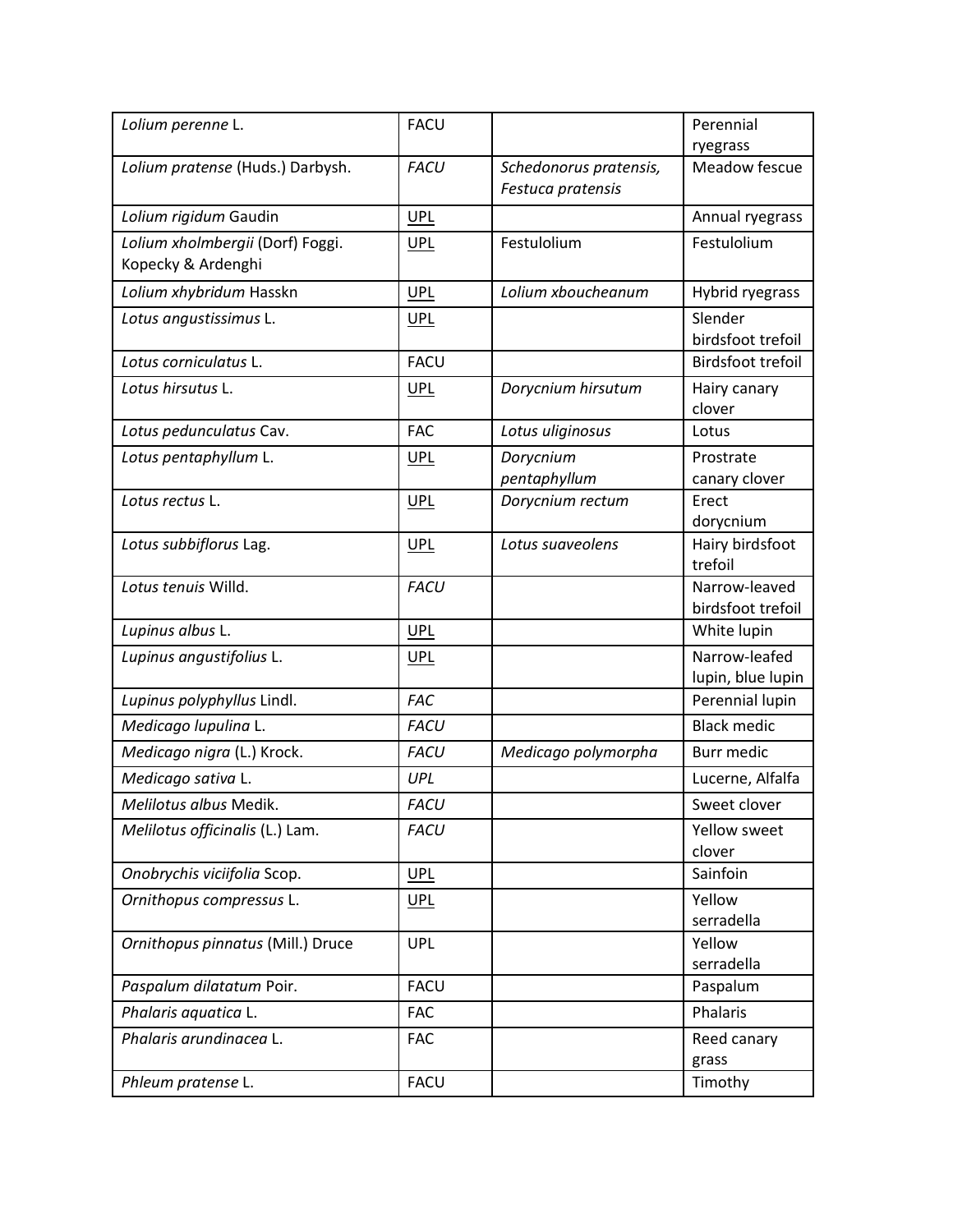| *Lolium perenne* L. | FACU | | Perennial ryegrass |
|---|---|---|---|
| *Lolium pratense* (Huds.) Darbysh. | *FACU* | *Schedonorus pratensis, Festuca pratensis* | Meadow fescue |
| *Lolium rigidum* Gaudin | UPL | | Annual ryegrass |
| *Lolium xholmbergii* (Dorf) Foggi. Kopecky & Ardenghi | UPL | Festulolium | Festulolium |
| *Lolium xhybridum* Hasskn | UPL | *Lolium xboucheanum* | Hybrid ryegrass |
| *Lotus angustissimus* L. | UPL | | Slender birdsfoot trefoil |
| *Lotus corniculatus* L. | FACU | | Birdsfoot trefoil |
| *Lotus hirsutus* L. | UPL | *Dorycnium hirsutum* | Hairy canary clover |
| *Lotus pedunculatus* Cav. | FAC | *Lotus uliginosus* | Lotus |
| *Lotus pentaphyllum* L. | UPL | *Dorycnium pentaphyllum* | Prostrate canary clover |
| *Lotus rectus* L. | UPL | *Dorycnium rectum* | Erect dorycnium |
| *Lotus subbiflorus* Lag. | UPL | *Lotus suaveolens* | Hairy birdsfoot trefoil |
| *Lotus tenuis* Willd. | *FACU* | | Narrow-leaved birdsfoot trefoil |
| *Lupinus albus* L. | UPL | | White lupin |
| *Lupinus angustifolius* L. | UPL | | Narrow-leafed lupin, blue lupin |
| *Lupinus polyphyllus* Lindl. | *FAC* | | Perennial lupin |
| *Medicago lupulina* L. | *FACU* | | Black medic |
| *Medicago nigra* (L.) Krock. | *FACU* | *Medicago polymorpha* | Burr medic |
| *Medicago sativa* L. | *UPL* | | Lucerne, Alfalfa |
| *Melilotus albus* Medik. | *FACU* | | Sweet clover |
| *Melilotus officinalis* (L.) Lam. | *FACU* | | Yellow sweet clover |
| *Onobrychis viciifolia* Scop. | UPL | | Sainfoin |
| *Ornithopus compressus* L. | UPL | | Yellow serradella |
| *Ornithopus pinnatus* (Mill.) Druce | UPL | | Yellow serradella |
| *Paspalum dilatatum* Poir. | FACU | | Paspalum |
| *Phalaris aquatica* L. | FAC | | Phalaris |
| *Phalaris arundinacea* L. | FAC | | Reed canary grass |
| *Phleum pratense* L. | FACU | | Timothy |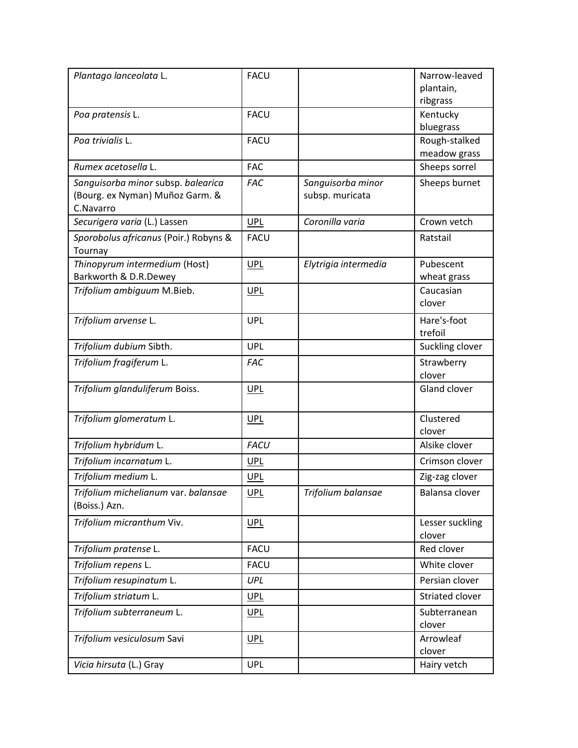| | | | |
|---|---|---|---|
| *Plantago lanceolata* L. | FACU | | Narrow-leaved plantain, ribgrass |
| *Poa pratensis* L. | FACU | | Kentucky bluegrass |
| *Poa trivialis* L. | FACU | | Rough-stalked meadow grass |
| *Rumex acetosella* L. | FAC | | Sheeps sorrel |
| *Sanguisorba minor* subsp. *balearica* (Bourg. ex Nyman) Muñoz Garm. & C.Navarro | *FAC* | *Sanguisorba minor* subsp. muricata | Sheeps burnet |
| *Securigera varia* (L.) Lassen | UPL | *Coronilla varia* | Crown vetch |
| *Sporobolus africanus* (Poir.) Robyns & Tournay | FACU | | Ratstail |
| *Thinopyrum intermedium* (Host) Barkworth & D.R.Dewey | UPL | *Elytrigia intermedia* | Pubescent wheat grass |
| *Trifolium ambiguum* M.Bieb. | UPL | | Caucasian clover |
| *Trifolium arvense* L. | UPL | | Hare's-foot trefoil |
| *Trifolium dubium* Sibth. | UPL | | Suckling clover |
| *Trifolium fragiferum* L. | *FAC* | | Strawberry clover |
| *Trifolium glanduliferum* Boiss. | UPL | | Gland clover |
| *Trifolium glomeratum* L. | UPL | | Clustered clover |
| *Trifolium hybridum* L. | *FACU* | | Alsike clover |
| *Trifolium incarnatum* L. | UPL | | Crimson clover |
| *Trifolium medium* L. | UPL | | Zig-zag clover |
| *Trifolium michelianum* var. *balansae* (Boiss.) Azn. | UPL | *Trifolium balansae* | Balansa clover |
| *Trifolium micranthum* Viv. | UPL | | Lesser suckling clover |
| *Trifolium pratense* L. | FACU | | Red clover |
| *Trifolium repens* L. | FACU | | White clover |
| *Trifolium resupinatum* L. | *UPL* | | Persian clover |
| *Trifolium striatum* L. | UPL | | Striated clover |
| *Trifolium subterraneum* L. | UPL | | Subterranean clover |
| *Trifolium vesiculosum* Savi | UPL | | Arrowleaf clover |
| *Vicia hirsuta* (L.) Gray | UPL | | Hairy vetch |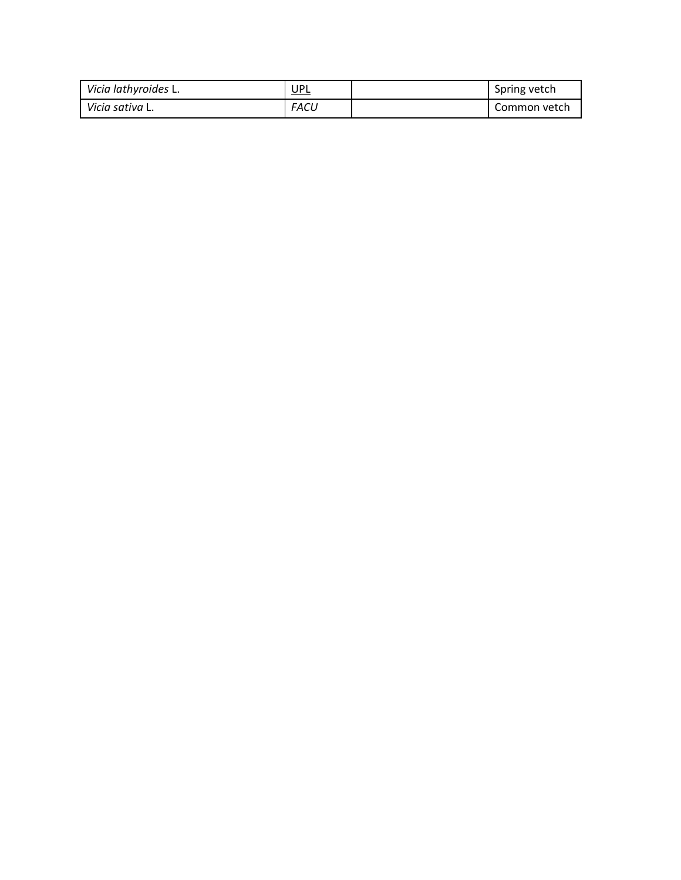| | | | |
|---|---|---|---|
| *Vicia lathyroides* L. | UPL | | Spring vetch |
| *Vicia sativa* L. | *FACU* | | Common vetch |